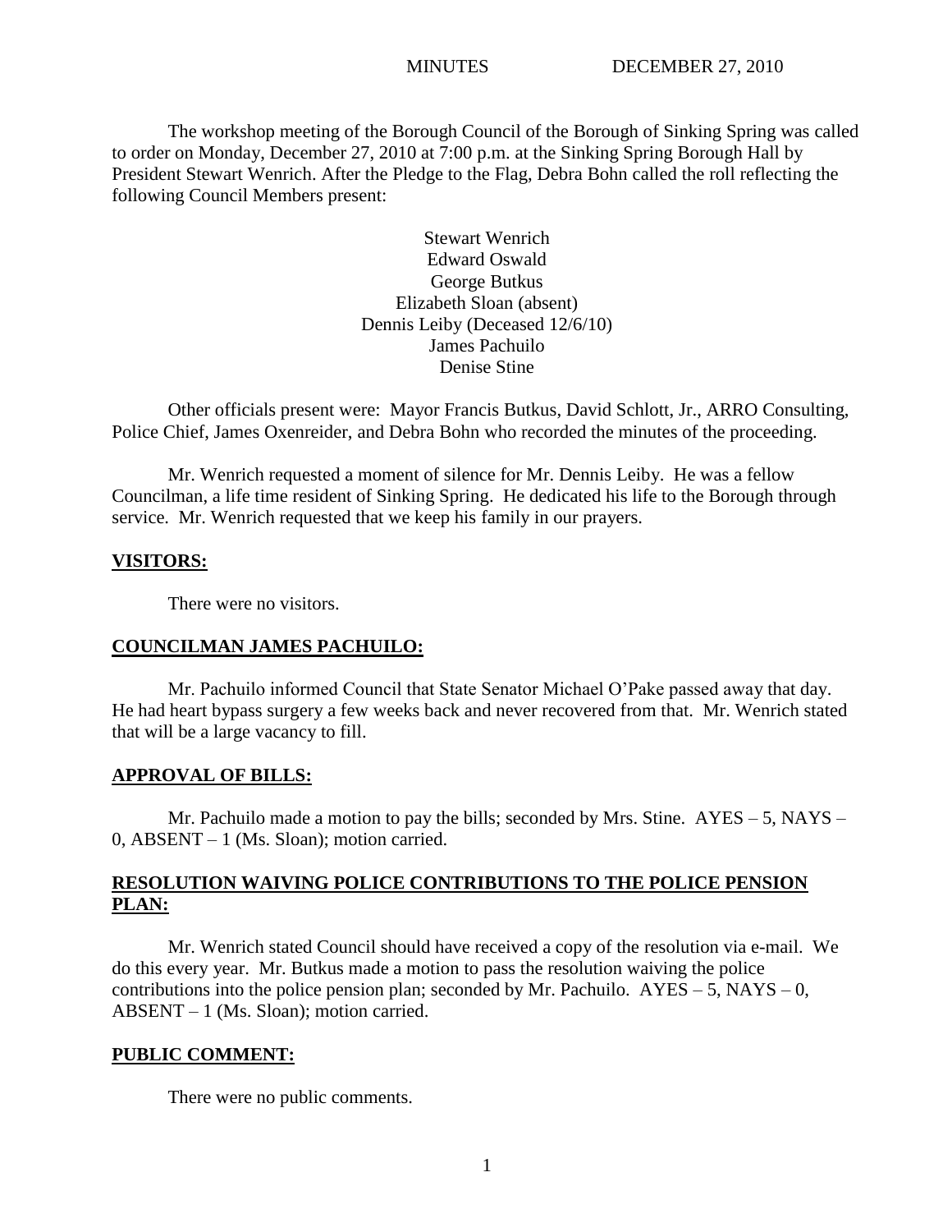MINUTES DECEMBER 27, 2010

The workshop meeting of the Borough Council of the Borough of Sinking Spring was called to order on Monday, December 27, 2010 at 7:00 p.m. at the Sinking Spring Borough Hall by President Stewart Wenrich. After the Pledge to the Flag, Debra Bohn called the roll reflecting the following Council Members present:

Stewart Wenrich
Edward Oswald
George Butkus
Elizabeth Sloan (absent)
Dennis Leiby (Deceased 12/6/10)
James Pachuilo
Denise Stine

Other officials present were: Mayor Francis Butkus, David Schlott, Jr., ARRO Consulting, Police Chief, James Oxenreider, and Debra Bohn who recorded the minutes of the proceeding.

Mr. Wenrich requested a moment of silence for Mr. Dennis Leiby. He was a fellow Councilman, a life time resident of Sinking Spring. He dedicated his life to the Borough through service. Mr. Wenrich requested that we keep his family in our prayers.

**VISITORS:**

There were no visitors.

**COUNCILMAN JAMES PACHUILO:**

Mr. Pachuilo informed Council that State Senator Michael O'Pake passed away that day. He had heart bypass surgery a few weeks back and never recovered from that. Mr. Wenrich stated that will be a large vacancy to fill.

**APPROVAL OF BILLS:**

Mr. Pachuilo made a motion to pay the bills; seconded by Mrs. Stine. AYES – 5, NAYS – 0, ABSENT – 1 (Ms. Sloan); motion carried.

**RESOLUTION WAIVING POLICE CONTRIBUTIONS TO THE POLICE PENSION PLAN:**

Mr. Wenrich stated Council should have received a copy of the resolution via e-mail. We do this every year. Mr. Butkus made a motion to pass the resolution waiving the police contributions into the police pension plan; seconded by Mr. Pachuilo. AYES – 5, NAYS – 0, ABSENT – 1 (Ms. Sloan); motion carried.

**PUBLIC COMMENT:**

There were no public comments.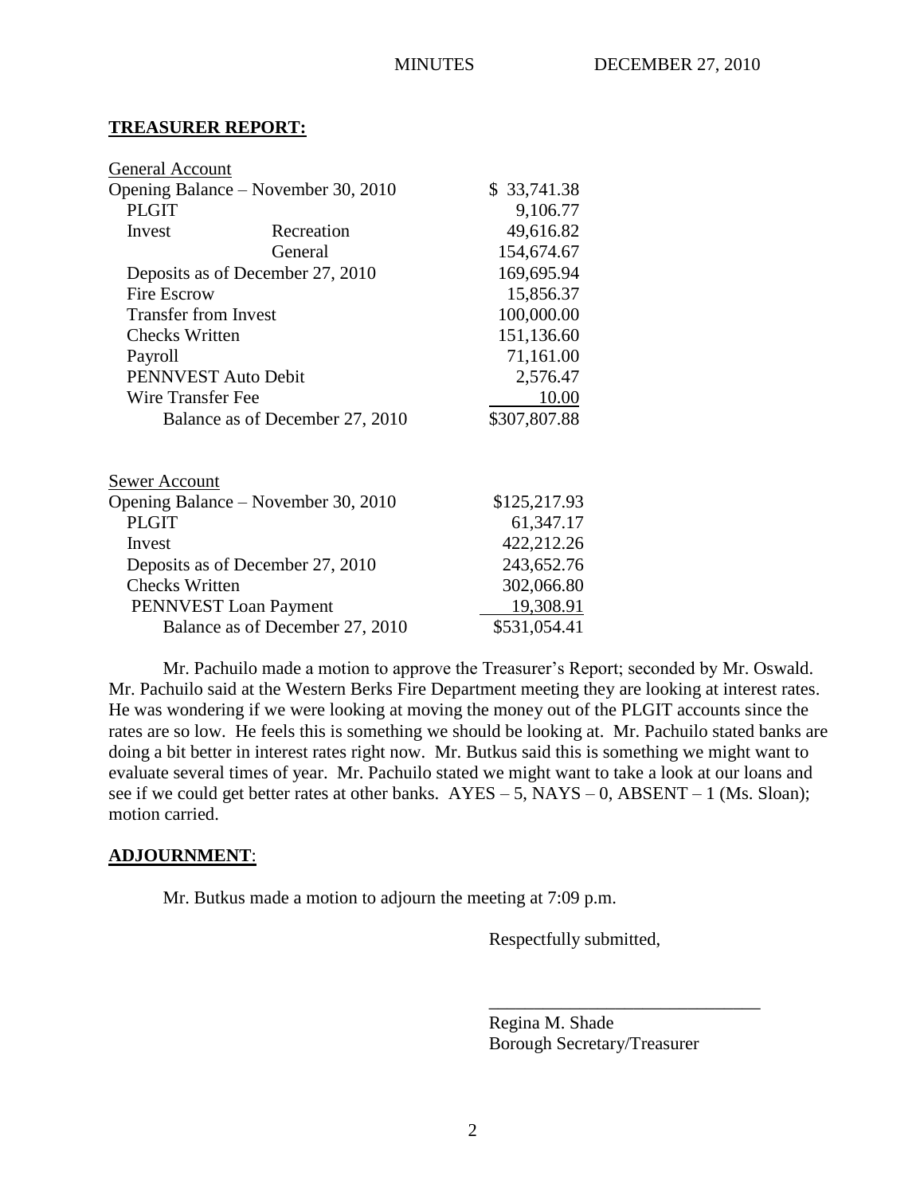**TREASURER REPORT:**

| | | |
|---|---|---|
| General Account | | |
| Opening Balance – November 30, 2010 | | $ 33,741.38 |
| PLGIT | | 9,106.77 |
| Invest | Recreation | 49,616.82 |
| | General | 154,674.67 |
| Deposits as of December 27, 2010 | | 169,695.94 |
| Fire Escrow | | 15,856.37 |
| Transfer from Invest | | 100,000.00 |
| Checks Written | | 151,136.60 |
| Payroll | | 71,161.00 |
| PENNVEST Auto Debit | | 2,576.47 |
| Wire Transfer Fee | | 10.00 |
| Balance as of December 27, 2010 | | $307,807.88 |

| | |
|---|---|
| Sewer Account | |
| Opening Balance – November 30, 2010 | $125,217.93 |
| PLGIT | 61,347.17 |
| Invest | 422,212.26 |
| Deposits as of December 27, 2010 | 243,652.76 |
| Checks Written | 302,066.80 |
| PENNVEST Loan Payment | 19,308.91 |
| Balance as of December 27, 2010 | $531,054.41 |

Mr. Pachuilo made a motion to approve the Treasurer's Report; seconded by Mr. Oswald. Mr. Pachuilo said at the Western Berks Fire Department meeting they are looking at interest rates. He was wondering if we were looking at moving the money out of the PLGIT accounts since the rates are so low. He feels this is something we should be looking at. Mr. Pachuilo stated banks are doing a bit better in interest rates right now. Mr. Butkus said this is something we might want to evaluate several times of year. Mr. Pachuilo stated we might want to take a look at our loans and see if we could get better rates at other banks. AYES – 5, NAYS – 0, ABSENT – 1 (Ms. Sloan); motion carried.

**ADJOURNMENT**:

Mr. Butkus made a motion to adjourn the meeting at 7:09 p.m.

Respectfully submitted,

\_\_\_\_\_\_\_\_\_\_\_\_\_\_\_\_\_\_\_\_\_\_\_\_\_\_\_\_\_\_

Regina M. Shade
Borough Secretary/Treasurer